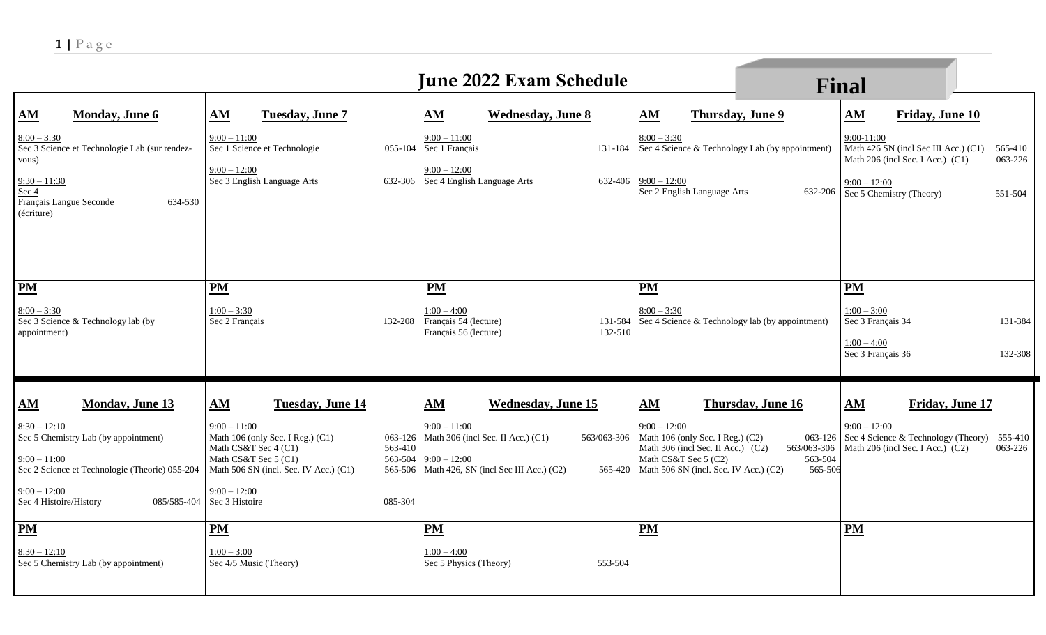# June 2022 Exam Schedule

**Final**

| Monday, June 6 | Tuesday, June 7 | Wednesday, June 8 | Thursday, June 9 | Friday, June 10 |
|---|---|---|---|---|
| **AM**<br>8:00 – 3:30<br>Sec 3 Science et Technologie Lab (sur rendez-vous)<br><br>9:30 – 11:30<br>Sec 4<br>Français Langue Seconde (écriture) 634-530 | **AM**<br>9:00 – 11:00<br>Sec 1 Science et Technologie 055-104<br><br>9:00 – 12:00<br>Sec 3 English Language Arts 632-306 | **AM**<br>9:00 – 11:00<br>Sec 1 Français 131-184<br><br>9:00 – 12:00<br>Sec 4 English Language Arts 632-406 | **AM**<br>8:00 – 3:30<br>Sec 4 Science & Technology Lab (by appointment)<br><br>9:00 – 12:00<br>Sec 2 English Language Arts 632-206 | **AM**<br>9:00-11:00<br>Math 426 SN (incl Sec III Acc.) (C1) 565-410<br>Math 206 (incl Sec. I Acc.) (C1) 063-226<br><br>9:00 – 12:00<br>Sec 5 Chemistry (Theory) 551-504 |
| **PM**<br>8:00 – 3:30<br>Sec 3 Science & Technology lab (by appointment) | **PM**<br>1:00 – 3:30<br>Sec 2 Français 132-208 | **PM**<br>1:00 – 4:00<br>Français 54 (lecture) 131-584<br>Français 56 (lecture) 132-510 | **PM**<br>8:00 – 3:30<br>Sec 4 Science & Technology lab (by appointment) | **PM**<br>1:00 – 3:00<br>Sec 3 Français 34 131-384<br><br>1:00 – 4:00<br>Sec 3 Français 36 132-308 |

| Monday, June 13 | Tuesday, June 14 | Wednesday, June 15 | Thursday, June 16 | Friday, June 17 |
|---|---|---|---|---|
| **AM**<br>8:30 – 12:10<br>Sec 5 Chemistry Lab (by appointment)<br><br>9:00 – 11:00<br>Sec 2 Science et Technologie (Theorie) 055-204<br><br>9:00 – 12:00<br>Sec 4 Histoire/History 085/585-404 | **AM**<br>9:00 – 11:00<br>Math 106 (only Sec. I Reg.) (C1) 063-126<br>Math CS&T Sec 4 (C1) 563-410<br>Math CS&T Sec 5 (C1) 563-504<br>Math 506 SN (incl. Sec. IV Acc.) (C1) 565-506<br><br>9:00 – 12:00<br>Sec 3 Histoire 085-304 | **AM**<br>9:00 – 11:00<br>Math 306 (incl Sec. II Acc.) (C1) 563/063-306<br><br>9:00 – 12:00<br>Math 426, SN (incl Sec III Acc.) (C2) 565-420 | **AM**<br>9:00 – 12:00<br>Math 106 (only Sec. I Reg.) (C2) 063-126<br>Math 306 (incl Sec. II Acc.) (C2) 563/063-306<br>Math CS&T Sec 5 (C2) 563-504<br>Math 506 SN (incl. Sec. IV Acc.) (C2) 565-506 | **AM**<br>9:00 – 12:00<br>Sec 4 Science & Technology (Theory) 555-410<br>Math 206 (incl Sec. I Acc.) (C2) 063-226 |
| **PM**<br>8:30 – 12:10<br>Sec 5 Chemistry Lab (by appointment) | **PM**<br>1:00 – 3:00<br>Sec 4/5 Music (Theory) | **PM**<br>1:00 – 4:00<br>Sec 5 Physics (Theory) 553-504 | **PM** | **PM** |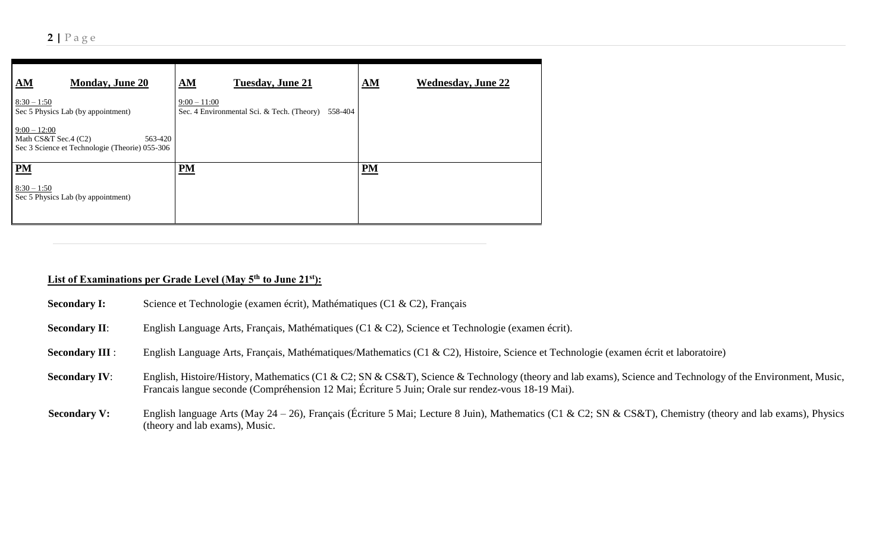| AM **Monday, June 20** | AM **Tuesday, June 21** | AM **Wednesday, June 22** |
|---|---|---|
| 8:30 – 1:50<br>Sec 5 Physics Lab (by appointment)<br><br>9:00 – 12:00<br>Math CS&T Sec.4 (C2) 563-420<br>Sec 3 Science et Technologie (Theorie) 055-306 | 9:00 – 11:00<br>Sec. 4 Environmental Sci. & Tech. (Theory) 558-404 | |
| **PM** | **PM** | **PM** |
| 8:30 – 1:50<br>Sec 5 Physics Lab (by appointment) | | |

**List of Examinations per Grade Level (May 5th to June 21st):**

**Secondary I:** Science et Technologie (examen écrit), Mathématiques (C1 & C2), Français

**Secondary II**: English Language Arts, Français, Mathématiques (C1 & C2), Science et Technologie (examen écrit).

**Secondary III** : English Language Arts, Français, Mathématiques/Mathematics (C1 & C2), Histoire, Science et Technologie (examen écrit et laboratoire)

**Secondary IV**: English, Histoire/History, Mathematics (C1 & C2; SN & CS&T), Science & Technology (theory and lab exams), Science and Technology of the Environment, Music, Francais langue seconde (Compréhension 12 Mai; Écriture 5 Juin; Orale sur rendez-vous 18-19 Mai).

**Secondary V:** English language Arts (May 24 – 26), Français (Écriture 5 Mai; Lecture 8 Juin), Mathematics (C1 & C2; SN & CS&T), Chemistry (theory and lab exams), Physics (theory and lab exams), Music.